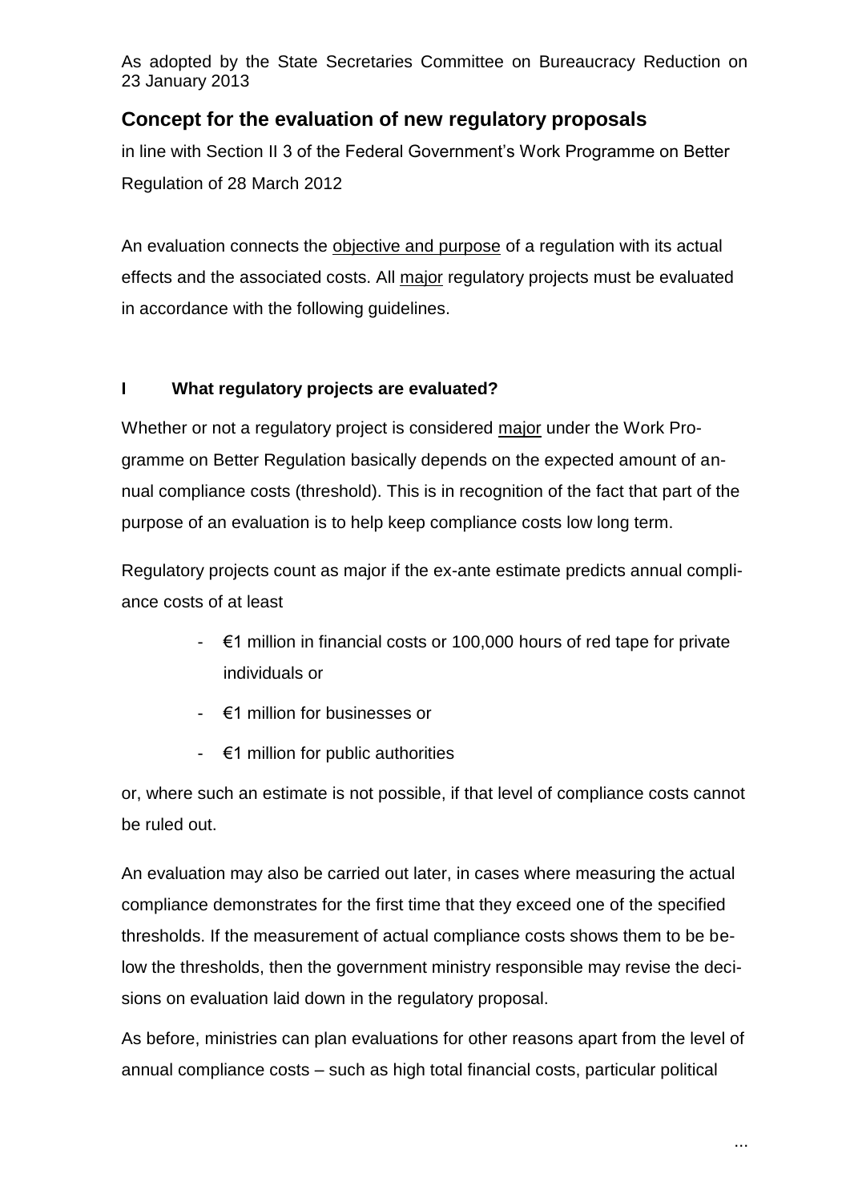As adopted by the State Secretaries Committee on Bureaucracy Reduction on 23 January 2013

# Concept for the evaluation of new regulatory proposals

in line with Section II 3 of the Federal Government's Work Programme on Better Regulation of 28 March 2012

An evaluation connects the objective and purpose of a regulation with its actual effects and the associated costs. All major regulatory projects must be evaluated in accordance with the following guidelines.

## I What regulatory projects are evaluated?

Whether or not a regulatory project is considered major under the Work Programme on Better Regulation basically depends on the expected amount of annual compliance costs (threshold). This is in recognition of the fact that part of the purpose of an evaluation is to help keep compliance costs low long term.

Regulatory projects count as major if the ex-ante estimate predicts annual compliance costs of at least

- €1 million in financial costs or 100,000 hours of red tape for private individuals or
- €1 million for businesses or
- €1 million for public authorities

or, where such an estimate is not possible, if that level of compliance costs cannot be ruled out.

An evaluation may also be carried out later, in cases where measuring the actual compliance demonstrates for the first time that they exceed one of the specified thresholds. If the measurement of actual compliance costs shows them to be below the thresholds, then the government ministry responsible may revise the decisions on evaluation laid down in the regulatory proposal.

As before, ministries can plan evaluations for other reasons apart from the level of annual compliance costs – such as high total financial costs, particular political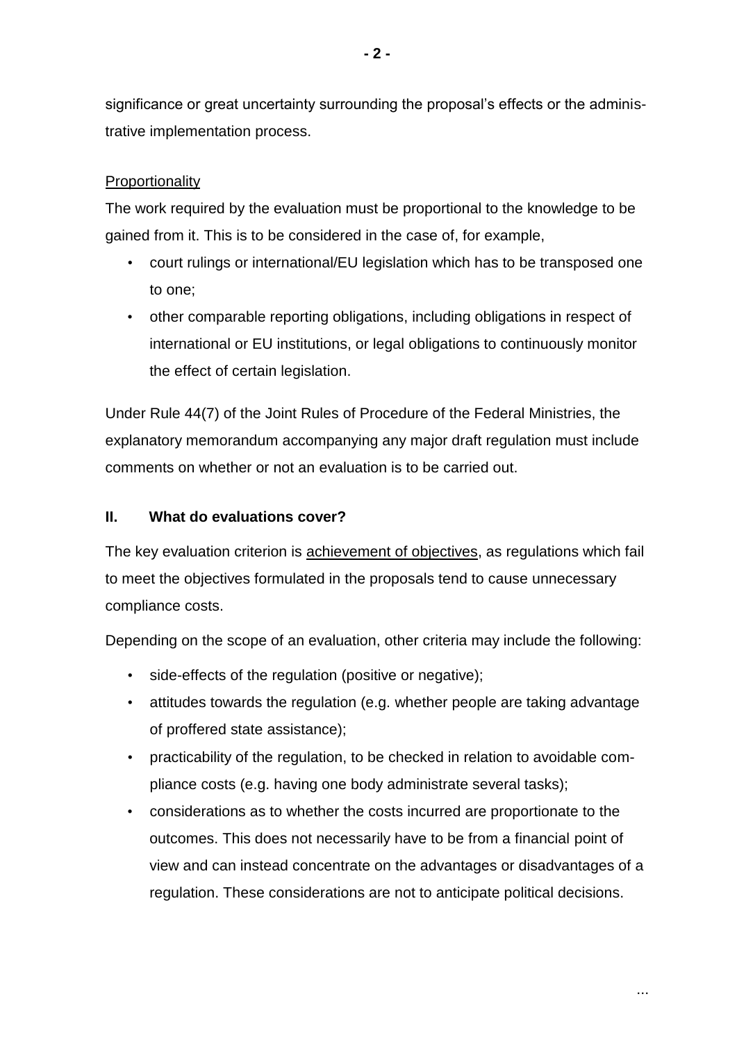significance or great uncertainty surrounding the proposal's effects or the administrative implementation process.

Proportionality

The work required by the evaluation must be proportional to the knowledge to be gained from it. This is to be considered in the case of, for example,

- court rulings or international/EU legislation which has to be transposed one to one;
- other comparable reporting obligations, including obligations in respect of international or EU institutions, or legal obligations to continuously monitor the effect of certain legislation.

Under Rule 44(7) of the Joint Rules of Procedure of the Federal Ministries, the explanatory memorandum accompanying any major draft regulation must include comments on whether or not an evaluation is to be carried out.

## II. What do evaluations cover?

The key evaluation criterion is achievement of objectives, as regulations which fail to meet the objectives formulated in the proposals tend to cause unnecessary compliance costs.

Depending on the scope of an evaluation, other criteria may include the following:

- side-effects of the regulation (positive or negative);
- attitudes towards the regulation (e.g. whether people are taking advantage of proffered state assistance);
- practicability of the regulation, to be checked in relation to avoidable compliance costs (e.g. having one body administrate several tasks);
- considerations as to whether the costs incurred are proportionate to the outcomes. This does not necessarily have to be from a financial point of view and can instead concentrate on the advantages or disadvantages of a regulation. These considerations are not to anticipate political decisions.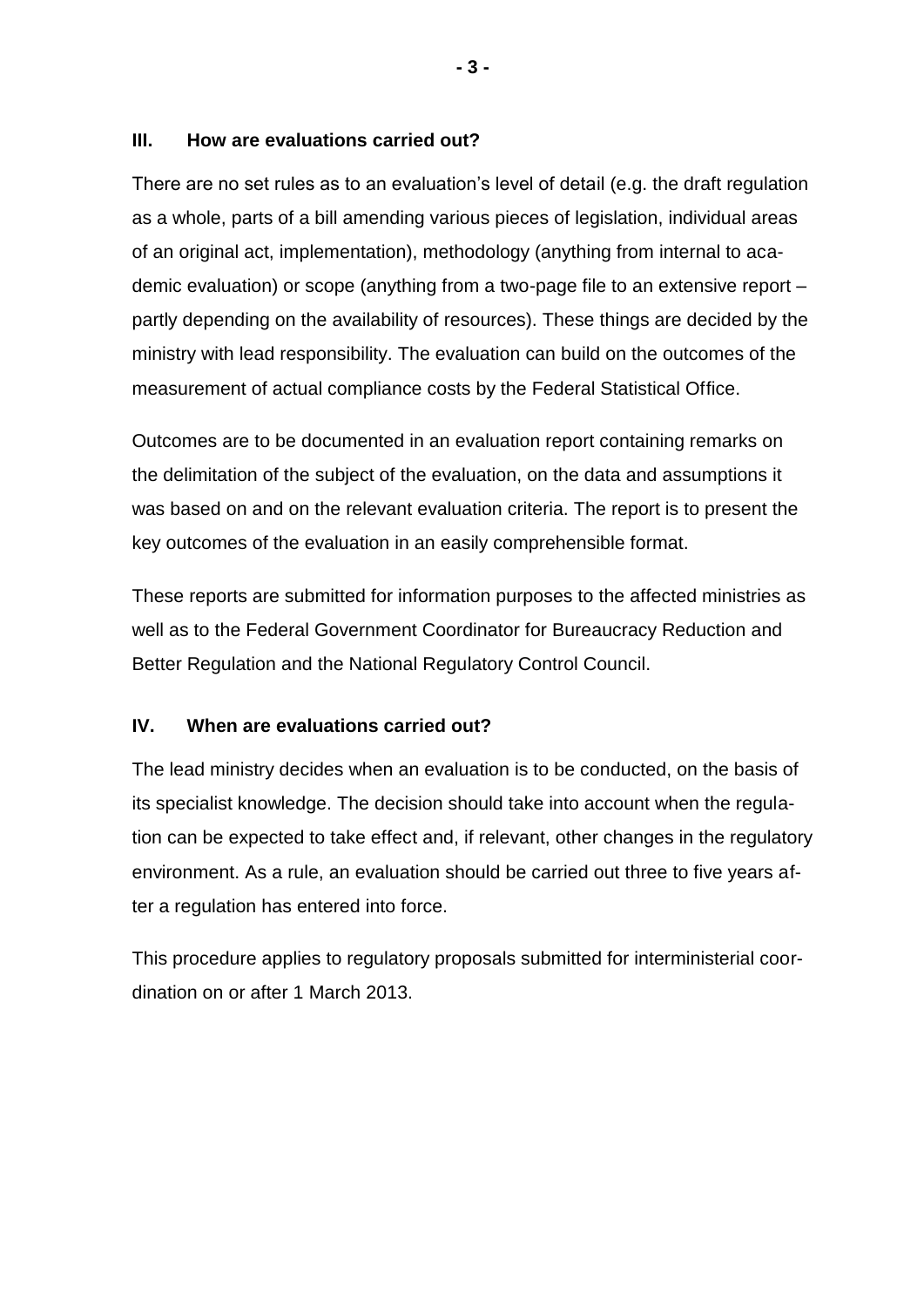## III. How are evaluations carried out?

There are no set rules as to an evaluation's level of detail (e.g. the draft regulation as a whole, parts of a bill amending various pieces of legislation, individual areas of an original act, implementation), methodology (anything from internal to academic evaluation) or scope (anything from a two-page file to an extensive report – partly depending on the availability of resources). These things are decided by the ministry with lead responsibility. The evaluation can build on the outcomes of the measurement of actual compliance costs by the Federal Statistical Office.

Outcomes are to be documented in an evaluation report containing remarks on the delimitation of the subject of the evaluation, on the data and assumptions it was based on and on the relevant evaluation criteria. The report is to present the key outcomes of the evaluation in an easily comprehensible format.

These reports are submitted for information purposes to the affected ministries as well as to the Federal Government Coordinator for Bureaucracy Reduction and Better Regulation and the National Regulatory Control Council.

## IV. When are evaluations carried out?

The lead ministry decides when an evaluation is to be conducted, on the basis of its specialist knowledge. The decision should take into account when the regulation can be expected to take effect and, if relevant, other changes in the regulatory environment. As a rule, an evaluation should be carried out three to five years after a regulation has entered into force.

This procedure applies to regulatory proposals submitted for interministerial coordination on or after 1 March 2013.